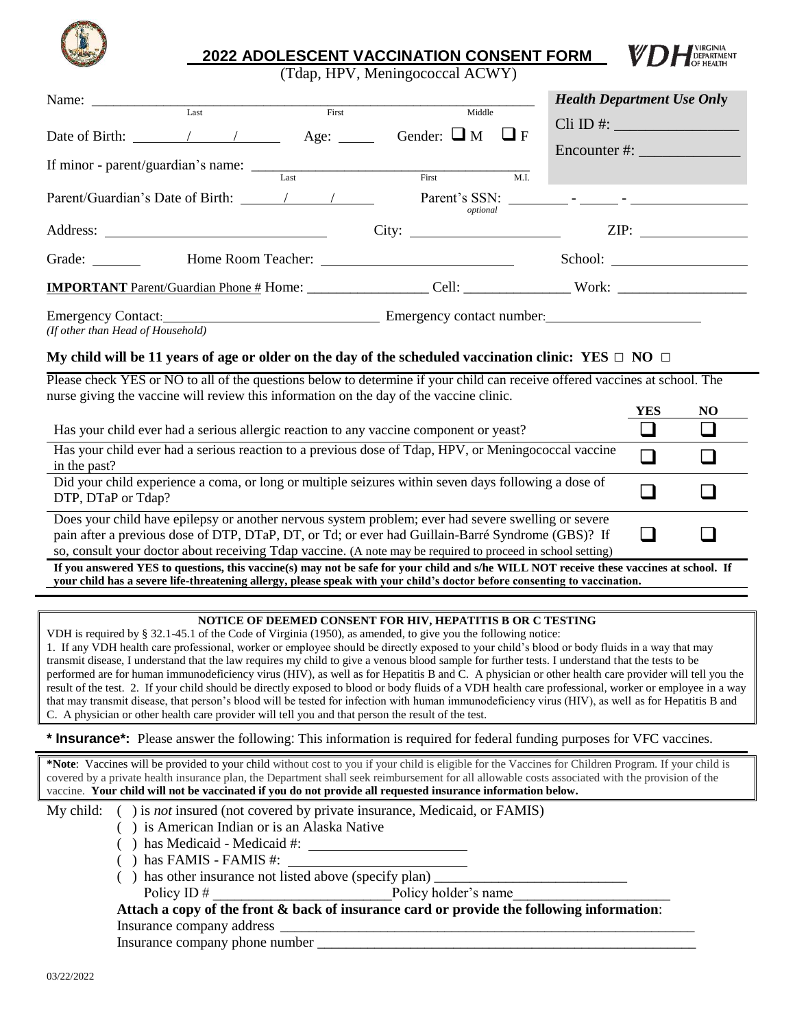# 2022 ADOLESCENT VACCINATION CONSENT FORM

(Tdap, HPV, Meningococcal ACWY)

Name: ______________________________________________
Last First Middle

Date of Birth: ____/____/____ Age: _____ Gender: ❑ M ❑ F

If minor - parent/guardian's name: ______________________________
Last First M.I.

**Health Department Use Only**

Cli ID #: ________________

Encounter #: _____________

Parent/Guardian's Date of Birth: ____/____/____ Parent's SSN: ________ - _____ - ____________
*optional*

Address: ______________________ City: ________________ ZIP: __________

Grade: ______ Home Room Teacher: ______________________ School: ______________

**IMPORTANT** Parent/Guardian Phone # Home: ________________ Cell: ______________ Work: ________________

Emergency Contact: ______________________ Emergency contact number: ________________
*(If other than Head of Household)*

**My child will be 11 years of age or older on the day of the scheduled vaccination clinic: YES □ NO □**

Please check YES or NO to all of the questions below to determine if your child can receive offered vaccines at school. The nurse giving the vaccine will review this information on the day of the vaccine clinic.

| | YES | NO |
|---|---|---|
| Has your child ever had a serious allergic reaction to any vaccine component or yeast? | ❑ | ❑ |
| Has your child ever had a serious reaction to a previous dose of Tdap, HPV, or Meningococcal vaccine in the past? | ❑ | ❑ |
| Did your child experience a coma, or long or multiple seizures within seven days following a dose of DTP, DTaP or Tdap? | ❑ | ❑ |
| Does your child have epilepsy or another nervous system problem; ever had severe swelling or severe pain after a previous dose of DTP, DTaP, DT, or Td; or ever had Guillain-Barré Syndrome (GBS)? If so, consult your doctor about receiving Tdap vaccine. (A note may be required to proceed in school setting) | ❑ | ❑ |

**If you answered YES to questions, this vaccine(s) may not be safe for your child and s/he WILL NOT receive these vaccines at school. If your child has a severe life-threatening allergy, please speak with your child's doctor before consenting to vaccination.**

**NOTICE OF DEEMED CONSENT FOR HIV, HEPATITIS B OR C TESTING**

VDH is required by § 32.1-45.1 of the Code of Virginia (1950), as amended, to give you the following notice:
1. If any VDH health care professional, worker or employee should be directly exposed to your child's blood or body fluids in a way that may transmit disease, I understand that the law requires my child to give a venous blood sample for further tests. I understand that the tests to be performed are for human immunodeficiency virus (HIV), as well as for Hepatitis B and C. A physician or other health care provider will tell you the result of the test. 2. If your child should be directly exposed to blood or body fluids of a VDH health care professional, worker or employee in a way that may transmit disease, that person's blood will be tested for infection with human immunodeficiency virus (HIV), as well as for Hepatitis B and C. A physician or other health care provider will tell you and that person the result of the test.

**\* Insurance\*:** Please answer the following: This information is required for federal funding purposes for VFC vaccines.

**\*Note**: Vaccines will be provided to your child without cost to you if your child is eligible for the Vaccines for Children Program. If your child is covered by a private health insurance plan, the Department shall seek reimbursement for all allowable costs associated with the provision of the vaccine. **Your child will not be vaccinated if you do not provide all requested insurance information below.**

My child:
- ( ) is *not* insured (not covered by private insurance, Medicaid, or FAMIS)
- ( ) is American Indian or is an Alaska Native
- ( ) has Medicaid - Medicaid #: ____________________
- ( ) has FAMIS - FAMIS #: ____________________
- ( ) has other insurance not listed above (specify plan) ______________________

Policy ID # ______________________ Policy holder's name ____________________

**Attach a copy of the front & back of insurance card or provide the following information**:

Insurance company address ______________________________________________

Insurance company phone number __________________________________________

03/22/2022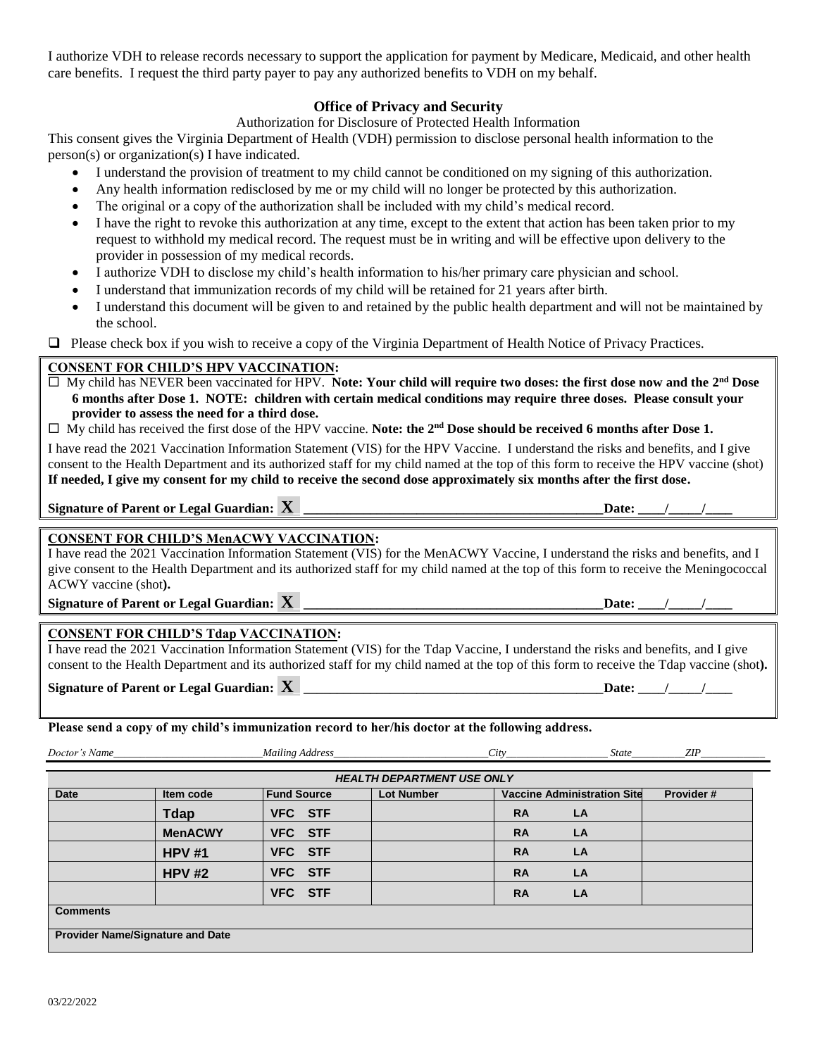I authorize VDH to release records necessary to support the application for payment by Medicare, Medicaid, and other health care benefits. I request the third party payer to pay any authorized benefits to VDH on my behalf.

### Office of Privacy and Security

Authorization for Disclosure of Protected Health Information

This consent gives the Virginia Department of Health (VDH) permission to disclose personal health information to the person(s) or organization(s) I have indicated.

- I understand the provision of treatment to my child cannot be conditioned on my signing of this authorization.
- Any health information redisclosed by me or my child will no longer be protected by this authorization.
- The original or a copy of the authorization shall be included with my child's medical record.
- I have the right to revoke this authorization at any time, except to the extent that action has been taken prior to my request to withhold my medical record. The request must be in writing and will be effective upon delivery to the provider in possession of my medical records.
- I authorize VDH to disclose my child's health information to his/her primary care physician and school.
- I understand that immunization records of my child will be retained for 21 years after birth.
- I understand this document will be given to and retained by the public health department and will not be maintained by the school.

☐ Please check box if you wish to receive a copy of the Virginia Department of Health Notice of Privacy Practices.

**CONSENT FOR CHILD'S HPV VACCINATION:**

☐ My child has NEVER been vaccinated for HPV. **Note: Your child will require two doses: the first dose now and the 2nd Dose 6 months after Dose 1. NOTE: children with certain medical conditions may require three doses. Please consult your provider to assess the need for a third dose.**

☐ My child has received the first dose of the HPV vaccine. **Note: the 2nd Dose should be received 6 months after Dose 1.**

I have read the 2021 Vaccination Information Statement (VIS) for the HPV Vaccine. I understand the risks and benefits, and I give consent to the Health Department and its authorized staff for my child named at the top of this form to receive the HPV vaccine (shot) **If needed, I give my consent for my child to receive the second dose approximately six months after the first dose.**

**Signature of Parent or Legal Guardian: X \_\_\_\_\_\_\_\_\_\_\_\_\_\_\_\_\_\_\_\_\_\_\_\_\_\_\_\_\_\_\_\_\_\_\_\_\_\_\_\_\_\_\_\_ Date: \_\_\_\_/\_\_\_\_\_/\_\_\_\_**

**CONSENT FOR CHILD'S MenACWY VACCINATION:**

I have read the 2021 Vaccination Information Statement (VIS) for the MenACWY Vaccine, I understand the risks and benefits, and I give consent to the Health Department and its authorized staff for my child named at the top of this form to receive the Meningococcal ACWY vaccine (shot**).**

**Signature of Parent or Legal Guardian: X \_\_\_\_\_\_\_\_\_\_\_\_\_\_\_\_\_\_\_\_\_\_\_\_\_\_\_\_\_\_\_\_\_\_\_\_\_\_\_\_\_\_\_\_ Date: \_\_\_\_/\_\_\_\_\_/\_\_\_\_**

**CONSENT FOR CHILD'S Tdap VACCINATION:**

I have read the 2021 Vaccination Information Statement (VIS) for the Tdap Vaccine, I understand the risks and benefits, and I give consent to the Health Department and its authorized staff for my child named at the top of this form to receive the Tdap vaccine (shot**).**

**Signature of Parent or Legal Guardian: X \_\_\_\_\_\_\_\_\_\_\_\_\_\_\_\_\_\_\_\_\_\_\_\_\_\_\_\_\_\_\_\_\_\_\_\_\_\_\_\_\_\_\_\_ Date: \_\_\_\_/\_\_\_\_\_/\_\_\_\_**

**Please send a copy of my child's immunization record to her/his doctor at the following address.**

*Doctor's Name*\_\_\_\_\_\_\_\_\_\_\_\_\_\_\_\_\_\_\_\_\_\_\_\_\_\_ *Mailing Address*\_\_\_\_\_\_\_\_\_\_\_\_\_\_\_\_\_\_\_\_\_\_\_\_\_\_\_\_ *City*\_\_\_\_\_\_\_\_\_\_\_\_\_\_\_\_\_\_ *State*\_\_\_\_\_\_\_\_\_ *ZIP*\_\_\_\_\_\_\_\_\_\_\_

***HEALTH DEPARTMENT USE ONLY***

| Date | Item code | Fund Source | Lot Number | Vaccine Administration Site | Provider # |
|---|---|---|---|---|---|
| | **Tdap** | **VFC STF** | | **RA LA** | |
| | **MenACWY** | **VFC STF** | | **RA LA** | |
| | **HPV #1** | **VFC STF** | | **RA LA** | |
| | **HPV #2** | **VFC STF** | | **RA LA** | |
| | | **VFC STF** | | **RA LA** | |

**Comments**

**Provider Name/Signature and Date**

03/22/2022